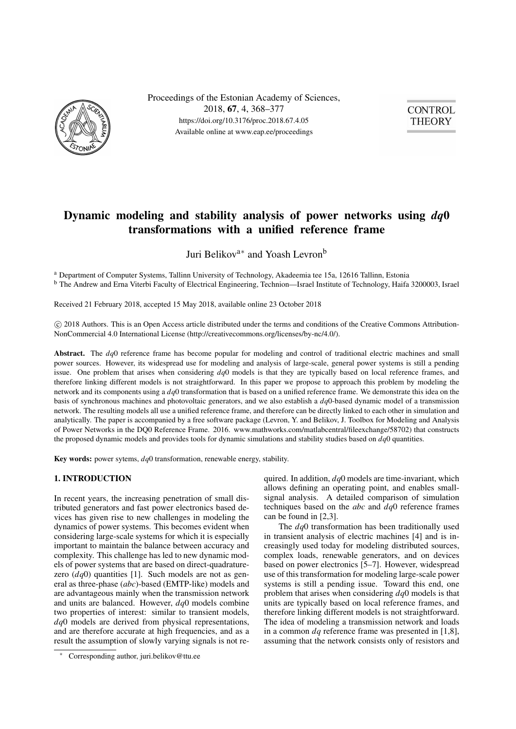Proceedings of the Estonian Academy of Sciences,
2018, **67**, 4, 368–377
https://doi.org/10.3176/proc.2018.67.4.05
Available online at www.eap.ee/proceedings

CONTROL THEORY

# Dynamic modeling and stability analysis of power networks using *dq*0 transformations with a unified reference frame

Juri Belikov[a*] and Yoash Levron[b]

[a] Department of Computer Systems, Tallinn University of Technology, Akadeemia tee 15a, 12616 Tallinn, Estonia
[b] The Andrew and Erna Viterbi Faculty of Electrical Engineering, Technion—Israel Institute of Technology, Haifa 3200003, Israel

Received 21 February 2018, accepted 15 May 2018, available online 23 October 2018

© 2018 Authors. This is an Open Access article distributed under the terms and conditions of the Creative Commons Attribution-NonCommercial 4.0 International License (http://creativecommons.org/licenses/by-nc/4.0/).

**Abstract.** The *dq*0 reference frame has become popular for modeling and control of traditional electric machines and small power sources. However, its widespread use for modeling and analysis of large-scale, general power systems is still a pending issue. One problem that arises when considering *dq*0 models is that they are typically based on local reference frames, and therefore linking different models is not straightforward. In this paper we propose to approach this problem by modeling the network and its components using a *dq*0 transformation that is based on a unified reference frame. We demonstrate this idea on the basis of synchronous machines and photovoltaic generators, and we also establish a *dq*0-based dynamic model of a transmission network. The resulting models all use a unified reference frame, and therefore can be directly linked to each other in simulation and analytically. The paper is accompanied by a free software package (Levron, Y. and Belikov, J. Toolbox for Modeling and Analysis of Power Networks in the DQ0 Reference Frame. 2016. www.mathworks.com/matlabcentral/fileexchange/58702) that constructs the proposed dynamic models and provides tools for dynamic simulations and stability studies based on *dq*0 quantities.

**Key words:** power sytems, *dq*0 transformation, renewable energy, stability.

## 1. INTRODUCTION

In recent years, the increasing penetration of small distributed generators and fast power electronics based devices has given rise to new challenges in modeling the dynamics of power systems. This becomes evident when considering large-scale systems for which it is especially important to maintain the balance between accuracy and complexity. This challenge has led to new dynamic models of power systems that are based on direct-quadrature-zero (*dq*0) quantities [1]. Such models are not as general as three-phase (*abc*)-based (EMTP-like) models and are advantageous mainly when the transmission network and units are balanced. However, *dq*0 models combine two properties of interest: similar to transient models, *dq*0 models are derived from physical representations, and are therefore accurate at high frequencies, and as a result the assumption of slowly varying signals is not required. In addition, *dq*0 models are time-invariant, which allows defining an operating point, and enables small-signal analysis. A detailed comparison of simulation techniques based on the *abc* and *dq*0 reference frames can be found in [2,3].

The *dq*0 transformation has been traditionally used in transient analysis of electric machines [4] and is increasingly used today for modeling distributed sources, complex loads, renewable generators, and on devices based on power electronics [5–7]. However, widespread use of this transformation for modeling large-scale power systems is still a pending issue. Toward this end, one problem that arises when considering *dq*0 models is that units are typically based on local reference frames, and therefore linking different models is not straightforward. The idea of modeling a transmission network and loads in a common *dq* reference frame was presented in [1,8], assuming that the network consists only of resistors and

* Corresponding author, juri.belikov@ttu.ee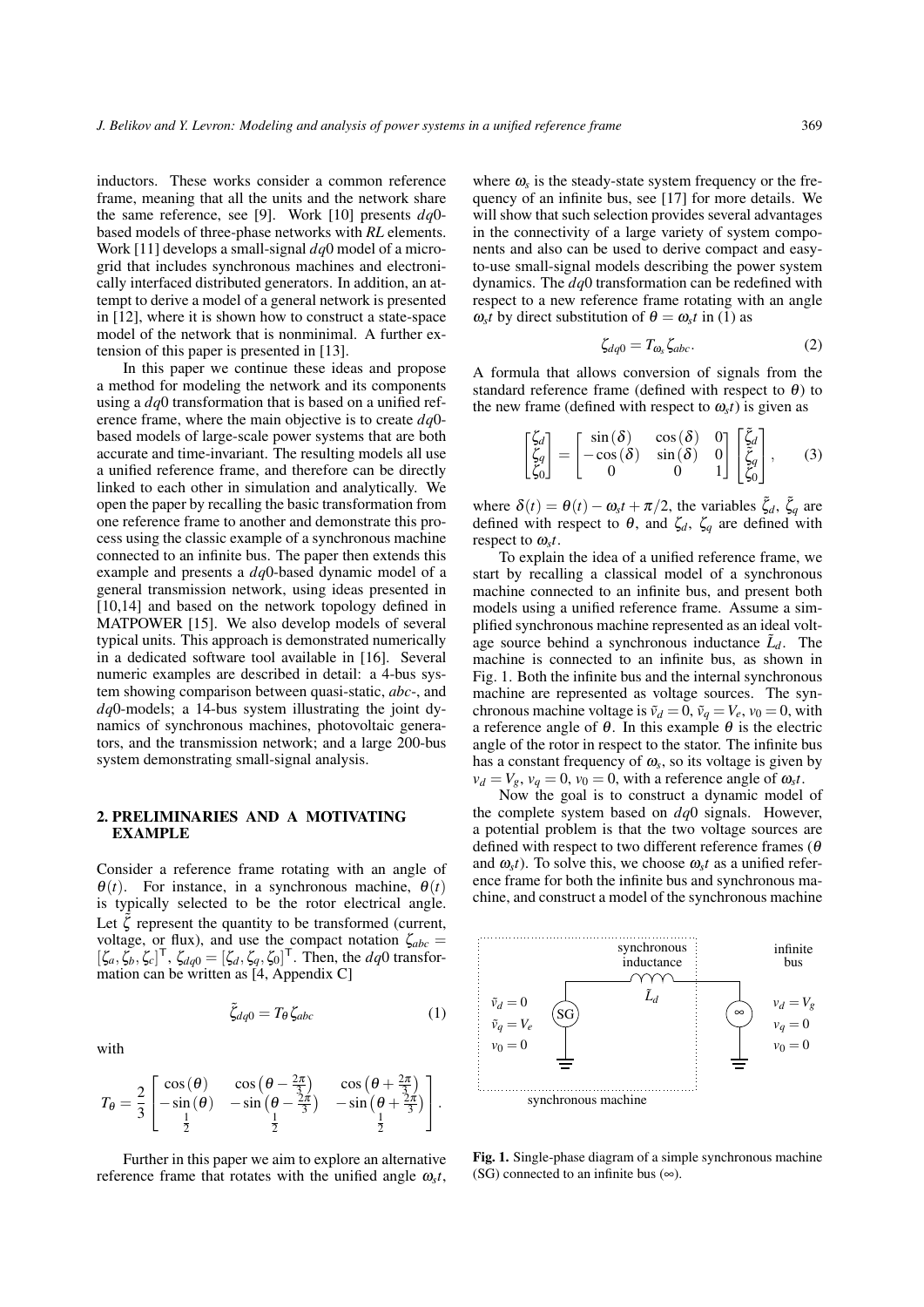inductors. These works consider a common reference frame, meaning that all the units and the network share the same reference, see [9]. Work [10] presents $dq0$-based models of three-phase networks with *RL* elements. Work [11] develops a small-signal $dq0$ model of a microgrid that includes synchronous machines and electronically interfaced distributed generators. In addition, an attempt to derive a model of a general network is presented in [12], where it is shown how to construct a state-space model of the network that is nonminimal. A further extension of this paper is presented in [13].

In this paper we continue these ideas and propose a method for modeling the network and its components using a $dq0$ transformation that is based on a unified reference frame, where the main objective is to create $dq0$-based models of large-scale power systems that are both accurate and time-invariant. The resulting models all use a unified reference frame, and therefore can be directly linked to each other in simulation and analytically. We open the paper by recalling the basic transformation from one reference frame to another and demonstrate this process using the classic example of a synchronous machine connected to an infinite bus. The paper then extends this example and presents a $dq0$-based dynamic model of a general transmission network, using ideas presented in [10,14] and based on the network topology defined in MATPOWER [15]. We also develop models of several typical units. This approach is demonstrated numerically in a dedicated software tool available in [16]. Several numeric examples are described in detail: a 4-bus system showing comparison between quasi-static, *abc*-, and $dq0$-models; a 14-bus system illustrating the joint dynamics of synchronous machines, photovoltaic generators, and the transmission network; and a large 200-bus system demonstrating small-signal analysis.

## 2. PRELIMINARIES AND A MOTIVATING EXAMPLE

Consider a reference frame rotating with an angle of $\theta(t)$. For instance, in a synchronous machine, $\theta(t)$ is typically selected to be the rotor electrical angle. Let $\zeta$ represent the quantity to be transformed (current, voltage, or flux), and use the compact notation $\zeta_{abc} = [\zeta_a, \zeta_b, \zeta_c]^\mathsf{T}$, $\zeta_{dq0} = [\zeta_d, \zeta_q, \zeta_0]^\mathsf{T}$. Then, the $dq0$ transformation can be written as [4, Appendix C]

$$\tilde{\zeta}_{dq0} = T_\theta \zeta_{abc} \tag{1}$$

with

$$T_\theta = \frac{2}{3}\begin{bmatrix} \cos(\theta) & \cos\left(\theta - \frac{2\pi}{3}\right) & \cos\left(\theta + \frac{2\pi}{3}\right) \\ -\sin(\theta) & -\sin\left(\theta - \frac{2\pi}{3}\right) & -\sin\left(\theta + \frac{2\pi}{3}\right) \\ \frac{1}{2} & \frac{1}{2} & \frac{1}{2} \end{bmatrix}.$$

Further in this paper we aim to explore an alternative reference frame that rotates with the unified angle $\omega_s t$, where $\omega_s$ is the steady-state system frequency or the frequency of an infinite bus, see [17] for more details. We will show that such selection provides several advantages in the connectivity of a large variety of system components and also can be used to derive compact and easy-to-use small-signal models describing the power system dynamics. The $dq0$ transformation can be redefined with respect to a new reference frame rotating with an angle $\omega_s t$ by direct substitution of $\theta = \omega_s t$ in (1) as

$$\zeta_{dq0} = T_{\omega_s} \zeta_{abc}. \tag{2}$$

A formula that allows conversion of signals from the standard reference frame (defined with respect to $\theta$) to the new frame (defined with respect to $\omega_s t$) is given as

$$\begin{bmatrix} \zeta_d \\ \zeta_q \\ \zeta_0 \end{bmatrix} = \begin{bmatrix} \sin(\delta) & \cos(\delta) & 0 \\ -\cos(\delta) & \sin(\delta) & 0 \\ 0 & 0 & 1 \end{bmatrix} \begin{bmatrix} \tilde{\zeta}_d \\ \tilde{\zeta}_q \\ \tilde{\zeta}_0 \end{bmatrix}, \tag{3}$$

where $\delta(t) = \theta(t) - \omega_s t + \pi/2$, the variables $\tilde{\zeta}_d$, $\tilde{\zeta}_q$ are defined with respect to $\theta$, and $\zeta_d$, $\zeta_q$ are defined with respect to $\omega_s t$.

To explain the idea of a unified reference frame, we start by recalling a classical model of a synchronous machine connected to an infinite bus, and present both models using a unified reference frame. Assume a simplified synchronous machine represented as an ideal voltage source behind a synchronous inductance $\tilde{L}_d$. The machine is connected to an infinite bus, as shown in Fig. 1. Both the infinite bus and the internal synchronous machine are represented as voltage sources. The synchronous machine voltage is $\tilde{v}_d = 0$, $\tilde{v}_q = V_e$, $v_0 = 0$, with a reference angle of $\theta$. In this example $\theta$ is the electric angle of the rotor in respect to the stator. The infinite bus has a constant frequency of $\omega_s$, so its voltage is given by $v_d = V_g$, $v_q = 0$, $v_0 = 0$, with a reference angle of $\omega_s t$.

Now the goal is to construct a dynamic model of the complete system based on $dq0$ signals. However, a potential problem is that the two voltage sources are defined with respect to two different reference frames ($\theta$ and $\omega_s t$). To solve this, we choose $\omega_s t$ as a unified reference frame for both the infinite bus and synchronous machine, and construct a model of the synchronous machine

**Fig. 1.** Single-phase diagram of a simple synchronous machine (SG) connected to an infinite bus (∞).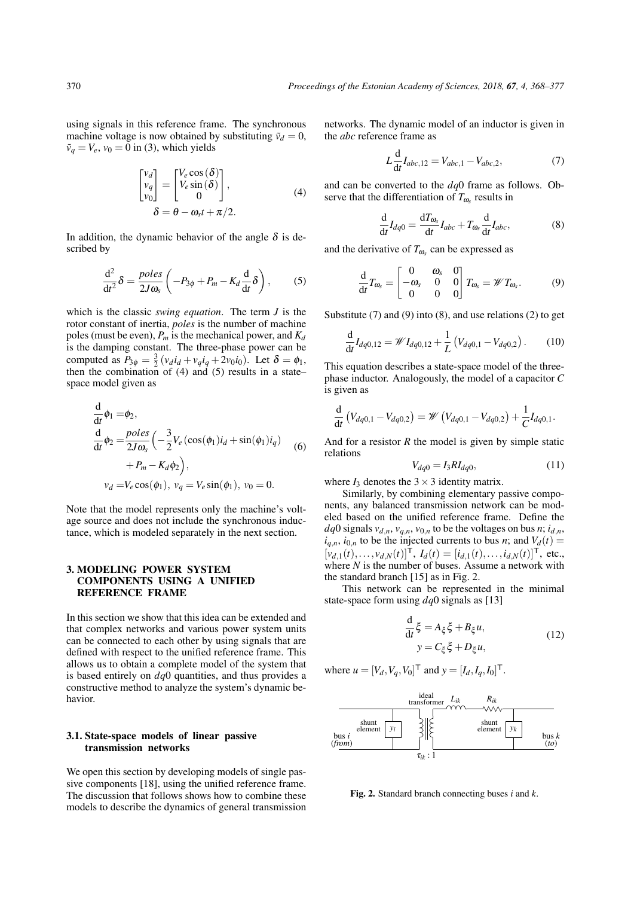using signals in this reference frame. The synchronous machine voltage is now obtained by substituting $\tilde{v}_d = 0$, $\tilde{v}_q = V_e$, $v_0 = 0$ in (3), which yields

$$\begin{bmatrix} v_d \\ v_q \\ v_0 \end{bmatrix} = \begin{bmatrix} V_e \cos(\delta) \\ V_e \sin(\delta) \\ 0 \end{bmatrix}, \qquad (4)$$
$$\delta = \theta - \omega_s t + \pi/2.$$

In addition, the dynamic behavior of the angle $\delta$ is described by

$$\frac{\mathrm{d}^2}{\mathrm{d}t^2}\delta = \frac{poles}{2J\omega_s}\left(-P_{3\phi} + P_m - K_d \frac{\mathrm{d}}{\mathrm{d}t}\delta\right), \qquad (5)$$

which is the classic *swing equation*. The term $J$ is the rotor constant of inertia, *poles* is the number of machine poles (must be even), $P_m$ is the mechanical power, and $K_d$ is the damping constant. The three-phase power can be computed as $P_{3\phi} = \frac{3}{2}(v_d i_d + v_q i_q + 2v_0 i_0)$. Let $\delta = \phi_1$, then the combination of (4) and (5) results in a state–space model given as

$$\begin{aligned}
\frac{\mathrm{d}}{\mathrm{d}t}\phi_1 &= \phi_2, \\
\frac{\mathrm{d}}{\mathrm{d}t}\phi_2 &= \frac{poles}{2J\omega_s}\Big(-\frac{3}{2}V_e(\cos(\phi_1)i_d + \sin(\phi_1)i_q) \\
&\quad + P_m - K_d\phi_2\Big), \\
v_d &= V_e\cos(\phi_1),\ v_q = V_e\sin(\phi_1),\ v_0 = 0.
\end{aligned} \qquad (6)$$

Note that the model represents only the machine's voltage source and does not include the synchronous inductance, which is modeled separately in the next section.

## 3. MODELING POWER SYSTEM COMPONENTS USING A UNIFIED REFERENCE FRAME

In this section we show that this idea can be extended and that complex networks and various power system units can be connected to each other by using signals that are defined with respect to the unified reference frame. This allows us to obtain a complete model of the system that is based entirely on $dq0$ quantities, and thus provides a constructive method to analyze the system's dynamic behavior.

### 3.1. State-space models of linear passive transmission networks

We open this section by developing models of single passive components [18], using the unified reference frame. The discussion that follows shows how to combine these models to describe the dynamics of general transmission networks. The dynamic model of an inductor is given in the *abc* reference frame as

$$L\frac{\mathrm{d}}{\mathrm{d}t}I_{abc,12} = V_{abc,1} - V_{abc,2}, \qquad (7)$$

and can be converted to the $dq0$ frame as follows. Observe that the differentiation of $T_{\omega_s}$ results in

$$\frac{\mathrm{d}}{\mathrm{d}t}I_{dq0} = \frac{\mathrm{d}T_{\omega_s}}{\mathrm{d}t}I_{abc} + T_{\omega_s}\frac{\mathrm{d}}{\mathrm{d}t}I_{abc}, \qquad (8)$$

and the derivative of $T_{\omega_s}$ can be expressed as

$$\frac{\mathrm{d}}{\mathrm{d}t}T_{\omega_s} = \begin{bmatrix} 0 & \omega_s & 0 \\ -\omega_s & 0 & 0 \\ 0 & 0 & 0 \end{bmatrix} T_{\omega_s} = \mathscr{W}T_{\omega_s}. \qquad (9)$$

Substitute (7) and (9) into (8), and use relations (2) to get

$$\frac{\mathrm{d}}{\mathrm{d}t}I_{dq0,12} = \mathscr{W}I_{dq0,12} + \frac{1}{L}\left(V_{dq0,1} - V_{dq0,2}\right). \qquad (10)$$

This equation describes a state-space model of the three-phase inductor. Analogously, the model of a capacitor $C$ is given as

$$\frac{\mathrm{d}}{\mathrm{d}t}\left(V_{dq0,1} - V_{dq0,2}\right) = \mathscr{W}\left(V_{dq0,1} - V_{dq0,2}\right) + \frac{1}{C}I_{dq0,1}.$$

And for a resistor $R$ the model is given by simple static relations

$$V_{dq0} = I_3 R I_{dq0}, \qquad (11)$$

where $I_3$ denotes the $3\times 3$ identity matrix.

Similarly, by combining elementary passive components, any balanced transmission network can be modeled based on the unified reference frame. Define the $dq0$ signals $v_{d,n}$, $v_{q,n}$, $v_{0,n}$ to be the voltages on bus $n$; $i_{d,n}$, $i_{q,n}$, $i_{0,n}$ to be the injected currents to bus $n$; and $V_d(t) = [v_{d,1}(t), \ldots, v_{d,N}(t)]^\mathsf{T}$, $I_d(t) = [i_{d,1}(t), \ldots, i_{d,N}(t)]^\mathsf{T}$, etc., where $N$ is the number of buses. Assume a network with the standard branch [15] as in Fig. 2.

This network can be represented in the minimal state-space form using $dq0$ signals as [13]

$$\begin{aligned}
\frac{\mathrm{d}}{\mathrm{d}t}\xi &= A_\xi \xi + B_\xi u, \\
y &= C_\xi \xi + D_\xi u,
\end{aligned} \qquad (12)$$

where $u = [V_d, V_q, V_0]^\mathsf{T}$ and $y = [I_d, I_q, I_0]^\mathsf{T}$.

**Fig. 2.** Standard branch connecting buses $i$ and $k$.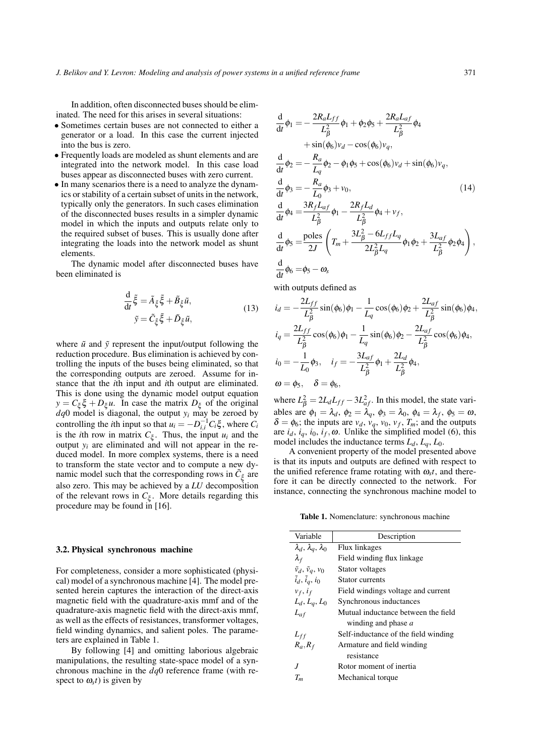In addition, often disconnected buses should be eliminated. The need for this arises in several situations:

- Sometimes certain buses are not connected to either a generator or a load. In this case the current injected into the bus is zero.
- Frequently loads are modeled as shunt elements and are integrated into the network model. In this case load buses appear as disconnected buses with zero current.
- In many scenarios there is a need to analyze the dynamics or stability of a certain subset of units in the network, typically only the generators. In such cases elimination of the disconnected buses results in a simpler dynamic model in which the inputs and outputs relate only to the required subset of buses. This is usually done after integrating the loads into the network model as shunt elements.

The dynamic model after disconnected buses have been eliminated is

$$
\begin{aligned}
\frac{\mathrm{d}}{\mathrm{d}t}\tilde{\xi} &= \tilde{A}_{\tilde{\xi}}\tilde{\xi} + \tilde{B}_{\tilde{\xi}}\tilde{u}, \\
\tilde{y} &= \tilde{C}_{\tilde{\xi}}\tilde{\xi} + \tilde{D}_{\tilde{\xi}}\tilde{u},
\end{aligned}
\tag{13}
$$

where $\tilde{u}$ and $\tilde{y}$ represent the input/output following the reduction procedure. Bus elimination is achieved by controlling the inputs of the buses being eliminated, so that the corresponding outputs are zeroed. Assume for instance that the $i$th input and $i$th output are eliminated. This is done using the dynamic model output equation $y = C_\xi \xi + D_\xi u$. In case the matrix $D_\xi$ of the original $dq0$ model is diagonal, the output $y_i$ may be zeroed by controlling the $i$th input so that $u_i = -D_{i,i}^{-1} C_i \xi$, where $C_i$ is the $i$th row in matrix $C_\xi$. Thus, the input $u_i$ and the output $y_i$ are eliminated and will not appear in the reduced model. In more complex systems, there is a need to transform the state vector and to compute a new dynamic model such that the corresponding rows in $\tilde{C}_{\tilde{\xi}}$ are also zero. This may be achieved by a *LU* decomposition of the relevant rows in $C_\xi$. More details regarding this procedure may be found in [16].

### 3.2. Physical synchronous machine

For completeness, consider a more sophisticated (physical) model of a synchronous machine [4]. The model presented herein captures the interaction of the direct-axis magnetic field with the quadrature-axis mmf and of the quadrature-axis magnetic field with the direct-axis mmf, as well as the effects of resistances, transformer voltages, field winding dynamics, and salient poles. The parameters are explained in Table 1.

By following [4] and omitting laborious algebraic manipulations, the resulting state-space model of a synchronous machine in the $dq0$ reference frame (with respect to $\omega_s t$) is given by

$$
\begin{aligned}
\frac{\mathrm{d}}{\mathrm{d}t}\phi_1 &= -\frac{2R_a L_{ff}}{L_\beta^2}\phi_1 + \phi_2\phi_5 + \frac{2R_a L_{af}}{L_\beta^2}\phi_4 \\
&\quad + \sin(\phi_6) v_d - \cos(\phi_6) v_q, \\
\frac{\mathrm{d}}{\mathrm{d}t}\phi_2 &= -\frac{R_a}{L_q}\phi_2 - \phi_1\phi_5 + \cos(\phi_6) v_d + \sin(\phi_6) v_q, \\
\frac{\mathrm{d}}{\mathrm{d}t}\phi_3 &= -\frac{R_a}{L_0}\phi_3 + v_0, \\
\frac{\mathrm{d}}{\mathrm{d}t}\phi_4 &= \frac{3R_f L_{af}}{L_\beta^2}\phi_1 - \frac{2R_f L_d}{L_\beta^2}\phi_4 + v_f, \\
\frac{\mathrm{d}}{\mathrm{d}t}\phi_5 &= \frac{\text{poles}}{2J}\left(T_m + \frac{3L_\beta^2 - 6L_{ff}L_q}{2L_\beta^2 L_q}\phi_1\phi_2 + \frac{3L_{af}}{L_\beta^2}\phi_2\phi_4\right), \\
\frac{\mathrm{d}}{\mathrm{d}t}\phi_6 &= \phi_5 - \omega_s
\end{aligned}
\tag{14}
$$

with outputs defined as

$$
\begin{aligned}
i_d &= -\frac{2L_{ff}}{L_\beta^2}\sin(\phi_6)\phi_1 - \frac{1}{L_q}\cos(\phi_6)\phi_2 + \frac{2L_{af}}{L_\beta^2}\sin(\phi_6)\phi_4, \\
i_q &= \frac{2L_{ff}}{L_\beta^2}\cos(\phi_6)\phi_1 - \frac{1}{L_q}\sin(\phi_6)\phi_2 - \frac{2L_{af}}{L_\beta^2}\cos(\phi_6)\phi_4, \\
i_0 &= -\frac{1}{L_0}\phi_3, \quad i_f = -\frac{3L_{af}}{L_\beta^2}\phi_1 + \frac{2L_d}{L_\beta^2}\phi_4, \\
\omega &= \phi_5, \quad \delta = \phi_6,
\end{aligned}
$$

where $L_\beta^2 = 2L_d L_{ff} - 3L_{af}^2$. In this model, the state variables are $\phi_1 = \lambda_d$, $\phi_2 = \lambda_q$, $\phi_3 = \lambda_0$, $\phi_4 = \lambda_f$, $\phi_5 = \omega$, $\delta = \phi_6$; the inputs are $v_d$, $v_q$, $v_0$, $v_f$, $T_m$; and the outputs are $i_d$, $i_q$, $i_0$, $i_f$, $\omega$. Unlike the simplified model (6), this model includes the inductance terms $L_d$, $L_q$, $L_0$.

A convenient property of the model presented above is that its inputs and outputs are defined with respect to the unified reference frame rotating with $\omega_s t$, and therefore it can be directly connected to the network. For instance, connecting the synchronous machine model to

**Table 1.** Nomenclature: synchronous machine

| Variable | Description |
|---|---|
| $\lambda_d$, $\lambda_q$, $\lambda_0$ | Flux linkages |
| $\lambda_f$ | Field winding flux linkage |
| $\tilde{v}_d$, $\tilde{v}_q$, $v_0$ | Stator voltages |
| $\tilde{i}_d$, $\tilde{i}_q$, $i_0$ | Stator currents |
| $v_f$, $i_f$ | Field windings voltage and current |
| $L_d$, $L_q$, $L_0$ | Synchronous inductances |
| $L_{af}$ | Mutual inductance between the field winding and phase *a* |
| $L_{ff}$ | Self-inductance of the field winding |
| $R_a$, $R_f$ | Armature and field winding resistance |
| $J$ | Rotor moment of inertia |
| $T_m$ | Mechanical torque |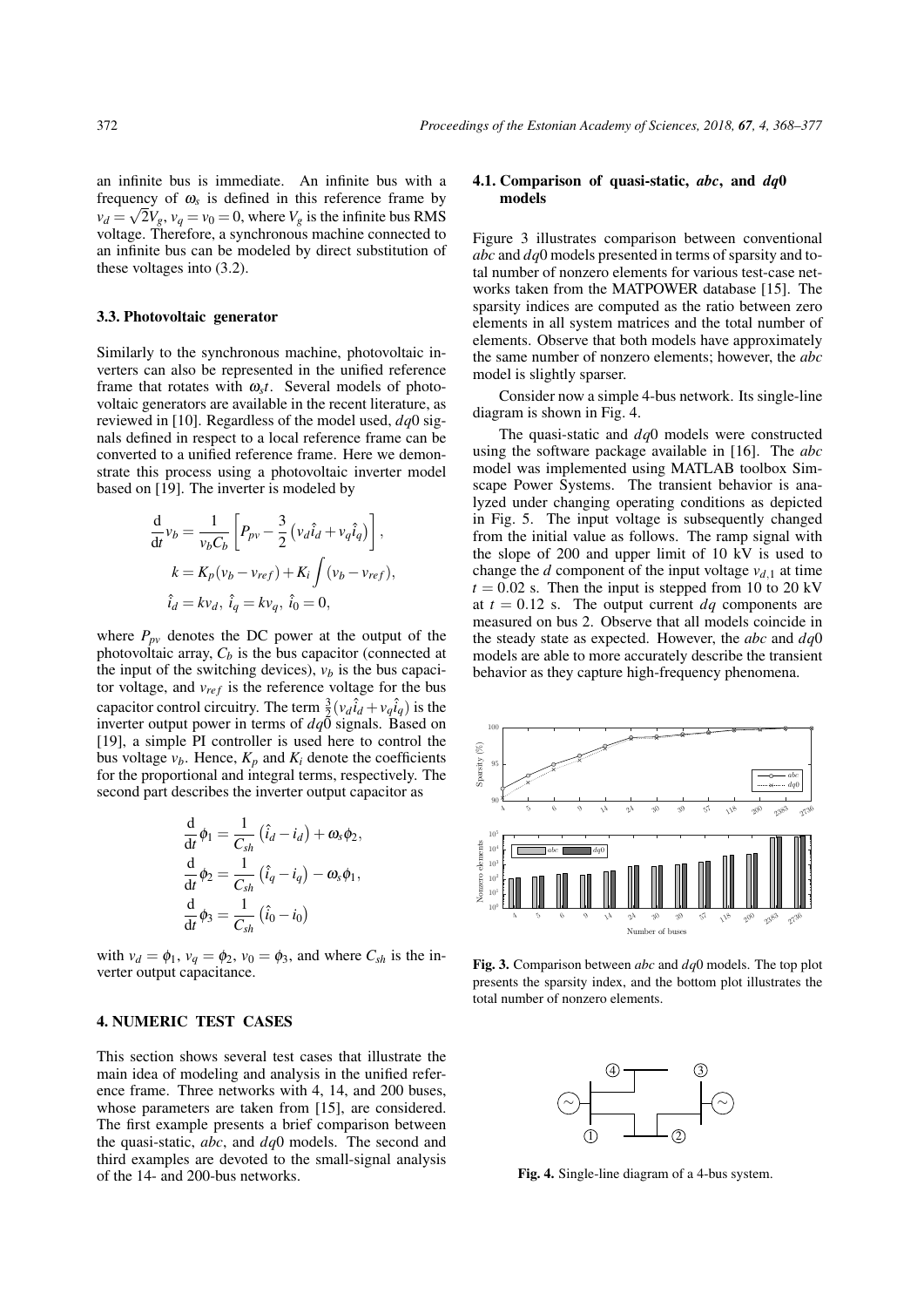an infinite bus is immediate. An infinite bus with a frequency of $\omega_s$ is defined in this reference frame by $v_d = \sqrt{2}V_g$, $v_q = v_0 = 0$, where $V_g$ is the infinite bus RMS voltage. Therefore, a synchronous machine connected to an infinite bus can be modeled by direct substitution of these voltages into (3.2).

### 3.3. Photovoltaic generator

Similarly to the synchronous machine, photovoltaic inverters can also be represented in the unified reference frame that rotates with $\omega_s t$. Several models of photovoltaic generators are available in the recent literature, as reviewed in [10]. Regardless of the model used, $dq0$ signals defined in respect to a local reference frame can be converted to a unified reference frame. Here we demonstrate this process using a photovoltaic inverter model based on [19]. The inverter is modeled by

$$\frac{\mathrm{d}}{\mathrm{d}t} v_b = \frac{1}{v_b C_b}\left[P_{pv} - \frac{3}{2}\left(v_d \hat{i}_d + v_q \hat{i}_q\right)\right],$$

$$k = K_p(v_b - v_{ref}) + K_i \int (v_b - v_{ref}),$$

$$\hat{i}_d = k v_d,\ \hat{i}_q = k v_q,\ \hat{i}_0 = 0,$$

where $P_{pv}$ denotes the DC power at the output of the photovoltaic array, $C_b$ is the bus capacitor (connected at the input of the switching devices), $v_b$ is the bus capacitor voltage, and $v_{ref}$ is the reference voltage for the bus capacitor control circuitry. The term $\frac{3}{2}(v_d \hat{i}_d + v_q \hat{i}_q)$ is the inverter output power in terms of $dq0$ signals. Based on [19], a simple PI controller is used here to control the bus voltage $v_b$. Hence, $K_p$ and $K_i$ denote the coefficients for the proportional and integral terms, respectively. The second part describes the inverter output capacitor as

$$\frac{\mathrm{d}}{\mathrm{d}t}\phi_1 = \frac{1}{C_{sh}}\left(\hat{i}_d - i_d\right) + \omega_s \phi_2,$$

$$\frac{\mathrm{d}}{\mathrm{d}t}\phi_2 = \frac{1}{C_{sh}}\left(\hat{i}_q - i_q\right) - \omega_s \phi_1,$$

$$\frac{\mathrm{d}}{\mathrm{d}t}\phi_3 = \frac{1}{C_{sh}}\left(\hat{i}_0 - i_0\right)$$

with $v_d = \phi_1$, $v_q = \phi_2$, $v_0 = \phi_3$, and where $C_{sh}$ is the inverter output capacitance.

## 4. NUMERIC TEST CASES

This section shows several test cases that illustrate the main idea of modeling and analysis in the unified reference frame. Three networks with 4, 14, and 200 buses, whose parameters are taken from [15], are considered. The first example presents a brief comparison between the quasi-static, *abc*, and $dq0$ models. The second and third examples are devoted to the small-signal analysis of the 14- and 200-bus networks.

### 4.1. Comparison of quasi-static, *abc*, and *dq*0 models

Figure 3 illustrates comparison between conventional *abc* and $dq0$ models presented in terms of sparsity and total number of nonzero elements for various test-case networks taken from the MATPOWER database [15]. The sparsity indices are computed as the ratio between zero elements in all system matrices and the total number of elements. Observe that both models have approximately the same number of nonzero elements; however, the *abc* model is slightly sparser.

Consider now a simple 4-bus network. Its single-line diagram is shown in Fig. 4.

The quasi-static and $dq0$ models were constructed using the software package available in [16]. The *abc* model was implemented using MATLAB toolbox Simscape Power Systems. The transient behavior is analyzed under changing operating conditions as depicted in Fig. 5. The input voltage is subsequently changed from the initial value as follows. The ramp signal with the slope of 200 and upper limit of 10 kV is used to change the $d$ component of the input voltage $v_{d,1}$ at time $t = 0.02$ s. Then the input is stepped from 10 to 20 kV at $t = 0.12$ s. The output current $dq$ components are measured on bus 2. Observe that all models coincide in the steady state as expected. However, the *abc* and $dq0$ models are able to more accurately describe the transient behavior as they capture high-frequency phenomena.

**Fig. 3.** Comparison between *abc* and $dq0$ models. The top plot presents the sparsity index, and the bottom plot illustrates the total number of nonzero elements.

**Fig. 4.** Single-line diagram of a 4-bus system.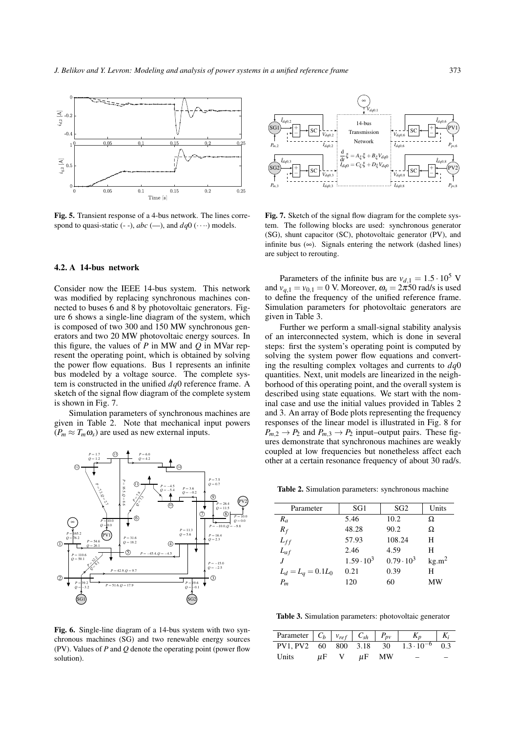Fig. 5. Transient response of a 4-bus network. The lines correspond to quasi-static (- -), *abc* (—), and $dq0$ ($\cdots$) models.

### 4.2. A 14-bus network

Consider now the IEEE 14-bus system. This network was modified by replacing synchronous machines connected to buses 6 and 8 by photovoltaic generators. Figure 6 shows a single-line diagram of the system, which is composed of two 300 and 150 MW synchronous generators and two 20 MW photovoltaic energy sources. In this figure, the values of $P$ in MW and $Q$ in MVar represent the operating point, which is obtained by solving the power flow equations. Bus 1 represents an infinite bus modeled by a voltage source. The complete system is constructed in the unified $dq0$ reference frame. A sketch of the signal flow diagram of the complete system is shown in Fig. 7.

Simulation parameters of synchronous machines are given in Table 2. Note that mechanical input powers ($P_m \approx T_m \omega_s$) are used as new external inputs.

Fig. 6. Single-line diagram of a 14-bus system with two synchronous machines (SG) and two renewable energy sources (PV). Values of $P$ and $Q$ denote the operating point (power flow solution).

Fig. 7. Sketch of the signal flow diagram for the complete system. The following blocks are used: synchronous generator (SG), shunt capacitor (SC), photovoltaic generator (PV), and infinite bus ($\infty$). Signals entering the network (dashed lines) are subject to rerouting.

Parameters of the infinite bus are $v_{d,1} = 1.5 \cdot 10^5$ V and $v_{q,1} = v_{0,1} = 0$ V. Moreover, $\omega_s = 2\pi 50$ rad/s is used to define the frequency of the unified reference frame. Simulation parameters for photovoltaic generators are given in Table 3.

Further we perform a small-signal stability analysis of an interconnected system, which is done in several steps: first the system's operating point is computed by solving the system power flow equations and converting the resulting complex voltages and currents to $dq0$ quantities. Next, unit models are linearized in the neighborhood of this operating point, and the overall system is described using state equations. We start with the nominal case and use the initial values provided in Tables 2 and 3. An array of Bode plots representing the frequency responses of the linear model is illustrated in Fig. 8 for $P_{m,2} \to P_2$ and $P_{m,3} \to P_2$ input–output pairs. These figures demonstrate that synchronous machines are weakly coupled at low frequencies but nonetheless affect each other at a certain resonance frequency of about 30 rad/s.

Table 2. Simulation parameters: synchronous machine

| Parameter | SG1 | SG2 | Units |
|---|---|---|---|
| $R_a$ | 5.46 | 10.2 | $\Omega$ |
| $R_f$ | 48.28 | 90.2 | $\Omega$ |
| $L_{ff}$ | 57.93 | 108.24 | H |
| $L_{af}$ | 2.46 | 4.59 | H |
| $J$ | $1.59 \cdot 10^3$ | $0.79 \cdot 10^3$ | kg.m$^2$ |
| $L_d = L_q = 0.1 L_0$ | 0.21 | 0.39 | H |
| $P_m$ | 120 | 60 | MW |

Table 3. Simulation parameters: photovoltaic generator

| Parameter | $C_b$ | $v_{ref}$ | $C_{sh}$ | $P_{pv}$ | $K_p$ | $K_i$ |
|---|---|---|---|---|---|---|
| PV1, PV2 | 60 | 800 | 3.18 | 30 | $1.3 \cdot 10^{-6}$ | 0.3 |
| Units | $\mu$F | V | $\mu$F | MW | – | – |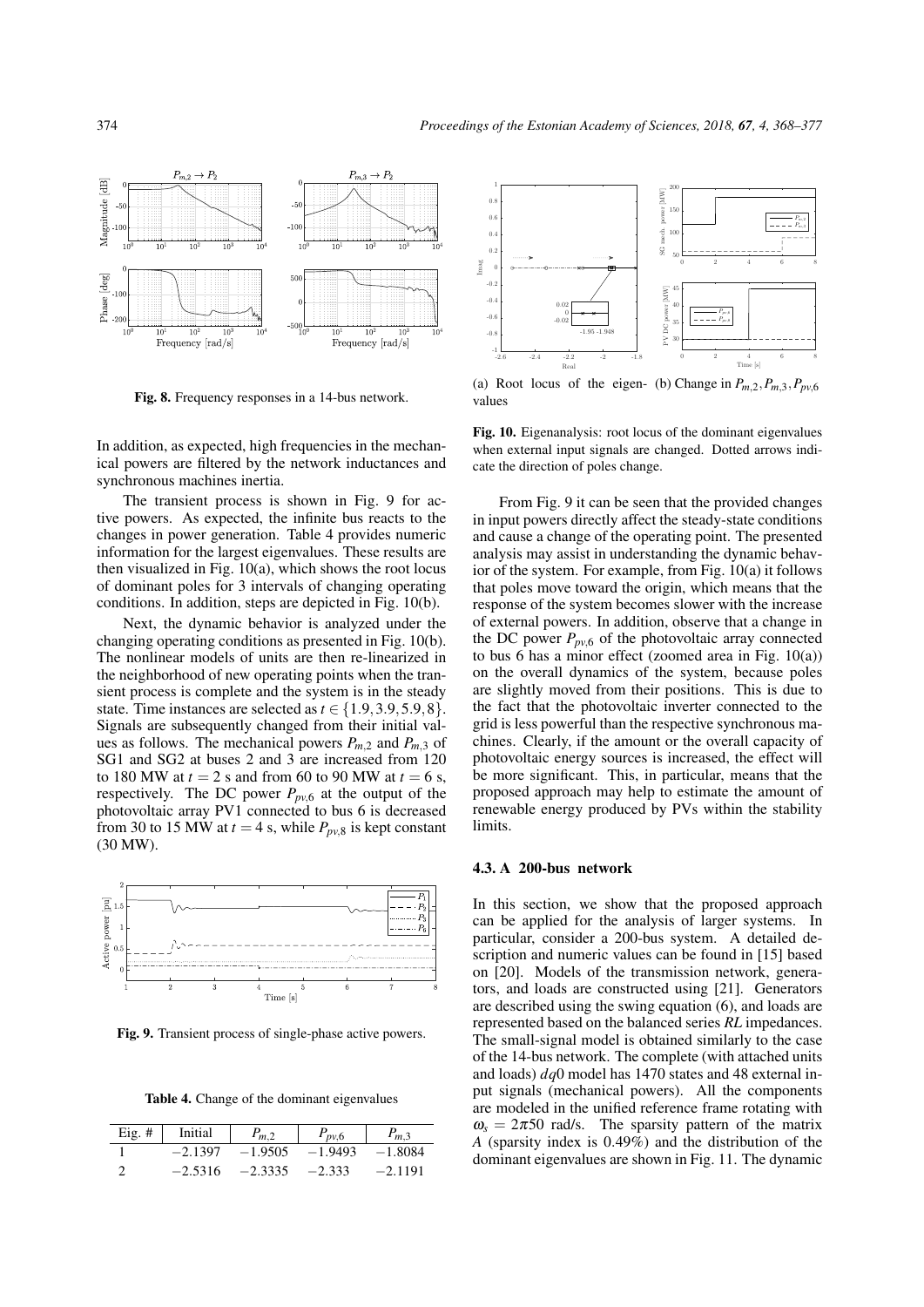**Fig. 8.** Frequency responses in a 14-bus network.

In addition, as expected, high frequencies in the mechanical powers are filtered by the network inductances and synchronous machines inertia.

The transient process is shown in Fig. 9 for active powers. As expected, the infinite bus reacts to the changes in power generation. Table 4 provides numeric information for the largest eigenvalues. These results are then visualized in Fig. 10(a), which shows the root locus of dominant poles for 3 intervals of changing operating conditions. In addition, steps are depicted in Fig. 10(b).

Next, the dynamic behavior is analyzed under the changing operating conditions as presented in Fig. 10(b). The nonlinear models of units are then re-linearized in the neighborhood of new operating points when the transient process is complete and the system is in the steady state. Time instances are selected as $t \in \{1.9, 3.9, 5.9, 8\}$. Signals are subsequently changed from their initial values as follows. The mechanical powers $P_{m,2}$ and $P_{m,3}$ of SG1 and SG2 at buses 2 and 3 are increased from 120 to 180 MW at $t = 2$ s and from 60 to 90 MW at $t = 6$ s, respectively. The DC power $P_{pv,6}$ at the output of the photovoltaic array PV1 connected to bus 6 is decreased from 30 to 15 MW at $t = 4$ s, while $P_{pv,8}$ is kept constant (30 MW).

**Fig. 9.** Transient process of single-phase active powers.

**Table 4.** Change of the dominant eigenvalues

| Eig. # | Initial | $P_{m,2}$ | $P_{pv,6}$ | $P_{m,3}$ |
|---|---|---|---|---|
| 1 | $-2.1397$ | $-1.9505$ | $-1.9493$ | $-1.8084$ |
| 2 | $-2.5316$ | $-2.3335$ | $-2.333$ | $-2.1191$ |

(a) Root locus of the eigenvalues (b) Change in $P_{m,2}, P_{m,3}, P_{pv,6}$

**Fig. 10.** Eigenanalysis: root locus of the dominant eigenvalues when external input signals are changed. Dotted arrows indicate the direction of poles change.

From Fig. 9 it can be seen that the provided changes in input powers directly affect the steady-state conditions and cause a change of the operating point. The presented analysis may assist in understanding the dynamic behavior of the system. For example, from Fig. 10(a) it follows that poles move toward the origin, which means that the response of the system becomes slower with the increase of external powers. In addition, observe that a change in the DC power $P_{pv,6}$ of the photovoltaic array connected to bus 6 has a minor effect (zoomed area in Fig. 10(a)) on the overall dynamics of the system, because poles are slightly moved from their positions. This is due to the fact that the photovoltaic inverter connected to the grid is less powerful than the respective synchronous machines. Clearly, if the amount or the overall capacity of photovoltaic energy sources is increased, the effect will be more significant. This, in particular, means that the proposed approach may help to estimate the amount of renewable energy produced by PVs within the stability limits.

### 4.3. A 200-bus network

In this section, we show that the proposed approach can be applied for the analysis of larger systems. In particular, consider a 200-bus system. A detailed description and numeric values can be found in [15] based on [20]. Models of the transmission network, generators, and loads are constructed using [21]. Generators are described using the swing equation (6), and loads are represented based on the balanced series *RL* impedances. The small-signal model is obtained similarly to the case of the 14-bus network. The complete (with attached units and loads) $dq0$ model has 1470 states and 48 external input signals (mechanical powers). All the components are modeled in the unified reference frame rotating with $\omega_s = 2\pi 50$ rad/s. The sparsity pattern of the matrix $A$ (sparsity index is 0.49%) and the distribution of the dominant eigenvalues are shown in Fig. 11. The dynamic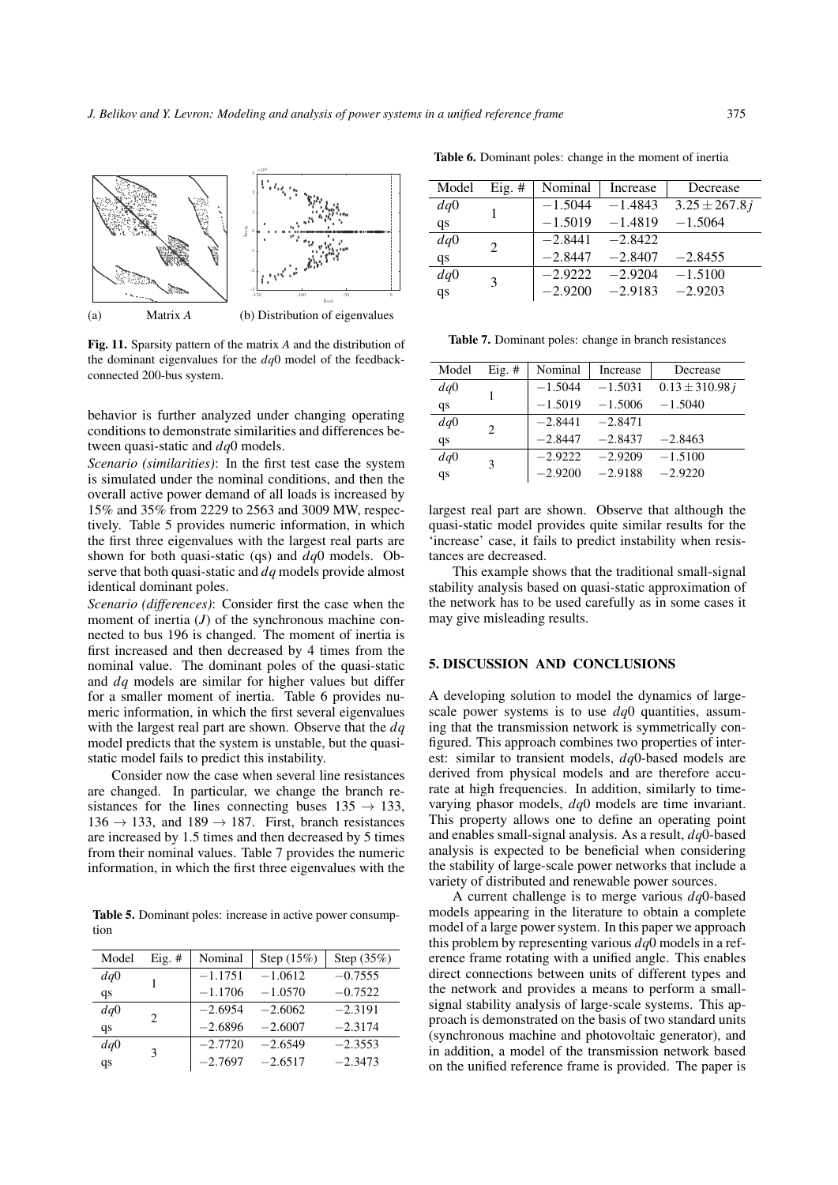(a) Matrix *A* (b) Distribution of eigenvalues

**Fig. 11.** Sparsity pattern of the matrix *A* and the distribution of the dominant eigenvalues for the $dq0$ model of the feedback-connected 200-bus system.

behavior is further analyzed under changing operating conditions to demonstrate similarities and differences between quasi-static and $dq0$ models.

*Scenario (similarities)*: In the first test case the system is simulated under the nominal conditions, and then the overall active power demand of all loads is increased by 15% and 35% from 2229 to 2563 and 3009 MW, respectively. Table 5 provides numeric information, in which the first three eigenvalues with the largest real parts are shown for both quasi-static (qs) and $dq0$ models. Observe that both quasi-static and $dq$ models provide almost identical dominant poles.

*Scenario (differences)*: Consider first the case when the moment of inertia ($J$) of the synchronous machine connected to bus 196 is changed. The moment of inertia is first increased and then decreased by 4 times from the nominal value. The dominant poles of the quasi-static and $dq$ models are similar for higher values but differ for a smaller moment of inertia. Table 6 provides numeric information, in which the first several eigenvalues with the largest real part are shown. Observe that the $dq$ model predicts that the system is unstable, but the quasi-static model fails to predict this instability.

Consider now the case when several line resistances are changed. In particular, we change the branch resistances for the lines connecting buses $135 \rightarrow 133$, $136 \rightarrow 133$, and $189 \rightarrow 187$. First, branch resistances are increased by 1.5 times and then decreased by 5 times from their nominal values. Table 7 provides the numeric information, in which the first three eigenvalues with the largest real part are shown. Observe that although the quasi-static model provides quite similar results for the 'increase' case, it fails to predict instability when resistances are decreased.

This example shows that the traditional small-signal stability analysis based on quasi-static approximation of the network has to be used carefully as in some cases it may give misleading results.

**Table 5.** Dominant poles: increase in active power consumption

| Model | Eig. # | Nominal | Step (15%) | Step (35%) |
|---|---|---|---|---|
| $dq0$ | 1 | $-1.1751$ | $-1.0612$ | $-0.7555$ |
| qs | | $-1.1706$ | $-1.0570$ | $-0.7522$ |
| $dq0$ | 2 | $-2.6954$ | $-2.6062$ | $-2.3191$ |
| qs | | $-2.6896$ | $-2.6007$ | $-2.3174$ |
| $dq0$ | 3 | $-2.7720$ | $-2.6549$ | $-2.3553$ |
| qs | | $-2.7697$ | $-2.6517$ | $-2.3473$ |

**Table 6.** Dominant poles: change in the moment of inertia

| Model | Eig. # | Nominal | Increase | Decrease |
|---|---|---|---|---|
| $dq0$ | 1 | $-1.5044$ | $-1.4843$ | $3.25 \pm 267.8j$ |
| qs | | $-1.5019$ | $-1.4819$ | $-1.5064$ |
| $dq0$ | 2 | $-2.8441$ | $-2.8422$ | |
| qs | | $-2.8447$ | $-2.8407$ | $-2.8455$ |
| $dq0$ | 3 | $-2.9222$ | $-2.9204$ | $-1.5100$ |
| qs | | $-2.9200$ | $-2.9183$ | $-2.9203$ |

**Table 7.** Dominant poles: change in branch resistances

| Model | Eig. # | Nominal | Increase | Decrease |
|---|---|---|---|---|
| $dq0$ | 1 | $-1.5044$ | $-1.5031$ | $0.13 \pm 310.98j$ |
| qs | | $-1.5019$ | $-1.5006$ | $-1.5040$ |
| $dq0$ | 2 | $-2.8441$ | $-2.8471$ | |
| qs | | $-2.8447$ | $-2.8437$ | $-2.8463$ |
| $dq0$ | 3 | $-2.9222$ | $-2.9209$ | $-1.5100$ |
| qs | | $-2.9200$ | $-2.9188$ | $-2.9220$ |

## 5. DISCUSSION AND CONCLUSIONS

A developing solution to model the dynamics of large-scale power systems is to use $dq0$ quantities, assuming that the transmission network is symmetrically configured. This approach combines two properties of interest: similar to transient models, $dq0$-based models are derived from physical models and are therefore accurate at high frequencies. In addition, similarly to time-varying phasor models, $dq0$ models are time invariant. This property allows one to define an operating point and enables small-signal analysis. As a result, $dq0$-based analysis is expected to be beneficial when considering the stability of large-scale power networks that include a variety of distributed and renewable power sources.

A current challenge is to merge various $dq0$-based models appearing in the literature to obtain a complete model of a large power system. In this paper we approach this problem by representing various $dq0$ models in a reference frame rotating with a unified angle. This enables direct connections between units of different types and the network and provides a means to perform a small-signal stability analysis of large-scale systems. This approach is demonstrated on the basis of two standard units (synchronous machine and photovoltaic generator), and in addition, a model of the transmission network based on the unified reference frame is provided. The paper is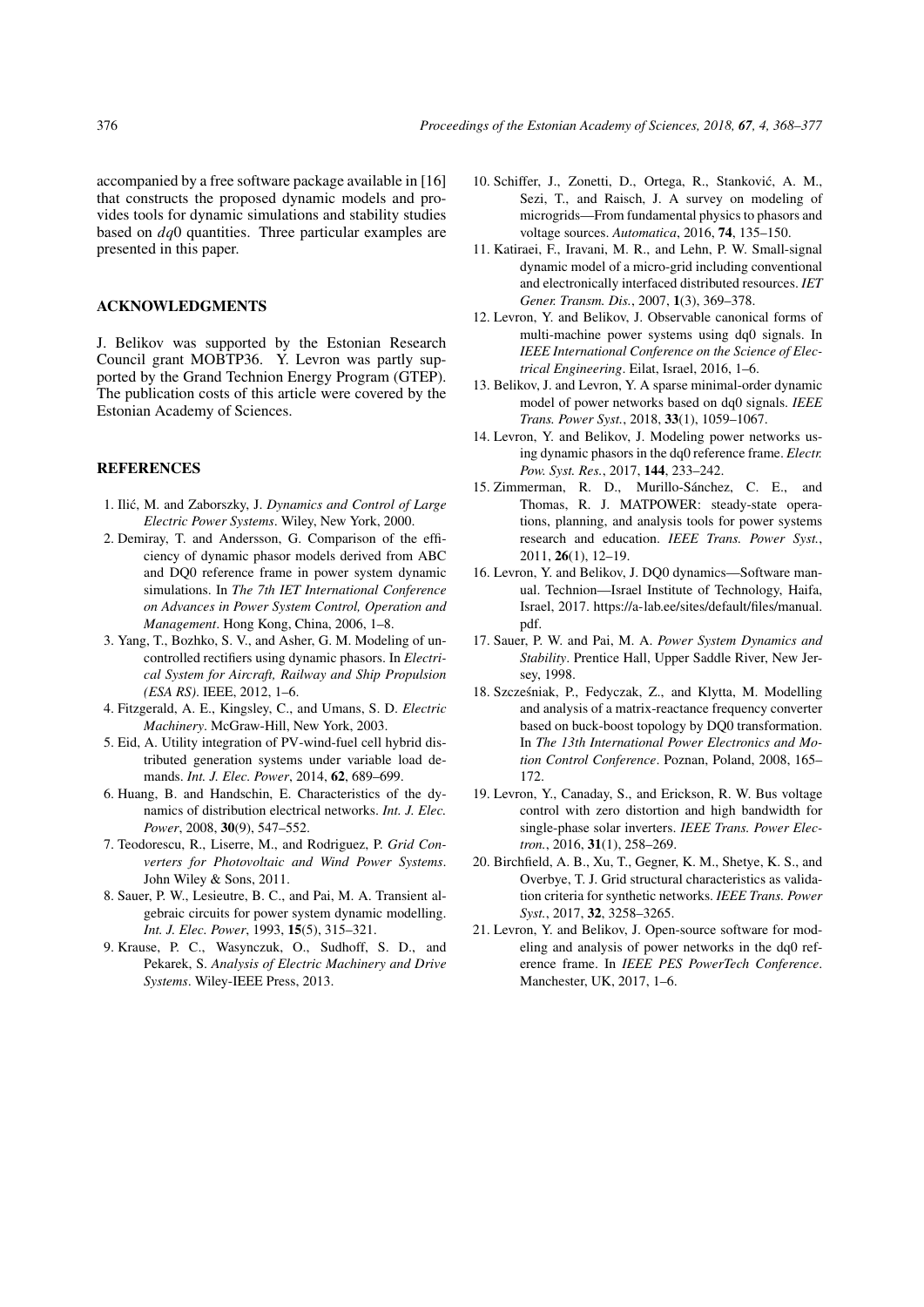accompanied by a free software package available in [16] that constructs the proposed dynamic models and provides tools for dynamic simulations and stability studies based on $dq0$ quantities. Three particular examples are presented in this paper.

## ACKNOWLEDGMENTS

J. Belikov was supported by the Estonian Research Council grant MOBTP36. Y. Levron was partly supported by the Grand Technion Energy Program (GTEP). The publication costs of this article were covered by the Estonian Academy of Sciences.

## REFERENCES

1. Ilić, M. and Zaborszky, J. *Dynamics and Control of Large Electric Power Systems*. Wiley, New York, 2000.
2. Demiray, T. and Andersson, G. Comparison of the efficiency of dynamic phasor models derived from ABC and DQ0 reference frame in power system dynamic simulations. In *The 7th IET International Conference on Advances in Power System Control, Operation and Management*. Hong Kong, China, 2006, 1–8.
3. Yang, T., Bozhko, S. V., and Asher, G. M. Modeling of uncontrolled rectifiers using dynamic phasors. In *Electrical System for Aircraft, Railway and Ship Propulsion (ESA RS)*. IEEE, 2012, 1–6.
4. Fitzgerald, A. E., Kingsley, C., and Umans, S. D. *Electric Machinery*. McGraw-Hill, New York, 2003.
5. Eid, A. Utility integration of PV-wind-fuel cell hybrid distributed generation systems under variable load demands. *Int. J. Elec. Power*, 2014, **62**, 689–699.
6. Huang, B. and Handschin, E. Characteristics of the dynamics of distribution electrical networks. *Int. J. Elec. Power*, 2008, **30**(9), 547–552.
7. Teodorescu, R., Liserre, M., and Rodriguez, P. *Grid Converters for Photovoltaic and Wind Power Systems*. John Wiley & Sons, 2011.
8. Sauer, P. W., Lesieutre, B. C., and Pai, M. A. Transient algebraic circuits for power system dynamic modelling. *Int. J. Elec. Power*, 1993, **15**(5), 315–321.
9. Krause, P. C., Wasynczuk, O., Sudhoff, S. D., and Pekarek, S. *Analysis of Electric Machinery and Drive Systems*. Wiley-IEEE Press, 2013.
10. Schiffer, J., Zonetti, D., Ortega, R., Stanković, A. M., Sezi, T., and Raisch, J. A survey on modeling of microgrids—From fundamental physics to phasors and voltage sources. *Automatica*, 2016, **74**, 135–150.
11. Katiraei, F., Iravani, M. R., and Lehn, P. W. Small-signal dynamic model of a micro-grid including conventional and electronically interfaced distributed resources. *IET Gener. Transm. Dis.*, 2007, **1**(3), 369–378.
12. Levron, Y. and Belikov, J. Observable canonical forms of multi-machine power systems using dq0 signals. In *IEEE International Conference on the Science of Electrical Engineering*. Eilat, Israel, 2016, 1–6.
13. Belikov, J. and Levron, Y. A sparse minimal-order dynamic model of power networks based on dq0 signals. *IEEE Trans. Power Syst.*, 2018, **33**(1), 1059–1067.
14. Levron, Y. and Belikov, J. Modeling power networks using dynamic phasors in the dq0 reference frame. *Electr. Pow. Syst. Res.*, 2017, **144**, 233–242.
15. Zimmerman, R. D., Murillo-Sánchez, C. E., and Thomas, R. J. MATPOWER: steady-state operations, planning, and analysis tools for power systems research and education. *IEEE Trans. Power Syst.*, 2011, **26**(1), 12–19.
16. Levron, Y. and Belikov, J. DQ0 dynamics—Software manual. Technion—Israel Institute of Technology, Haifa, Israel, 2017. https://a-lab.ee/sites/default/files/manual.pdf.
17. Sauer, P. W. and Pai, M. A. *Power System Dynamics and Stability*. Prentice Hall, Upper Saddle River, New Jersey, 1998.
18. Szcześniak, P., Fedyczak, Z., and Klytta, M. Modelling and analysis of a matrix-reactance frequency converter based on buck-boost topology by DQ0 transformation. In *The 13th International Power Electronics and Motion Control Conference*. Poznan, Poland, 2008, 165–172.
19. Levron, Y., Canaday, S., and Erickson, R. W. Bus voltage control with zero distortion and high bandwidth for single-phase solar inverters. *IEEE Trans. Power Electron.*, 2016, **31**(1), 258–269.
20. Birchfield, A. B., Xu, T., Gegner, K. M., Shetye, K. S., and Overbye, T. J. Grid structural characteristics as validation criteria for synthetic networks. *IEEE Trans. Power Syst.*, 2017, **32**, 3258–3265.
21. Levron, Y. and Belikov, J. Open-source software for modeling and analysis of power networks in the dq0 reference frame. In *IEEE PES PowerTech Conference*. Manchester, UK, 2017, 1–6.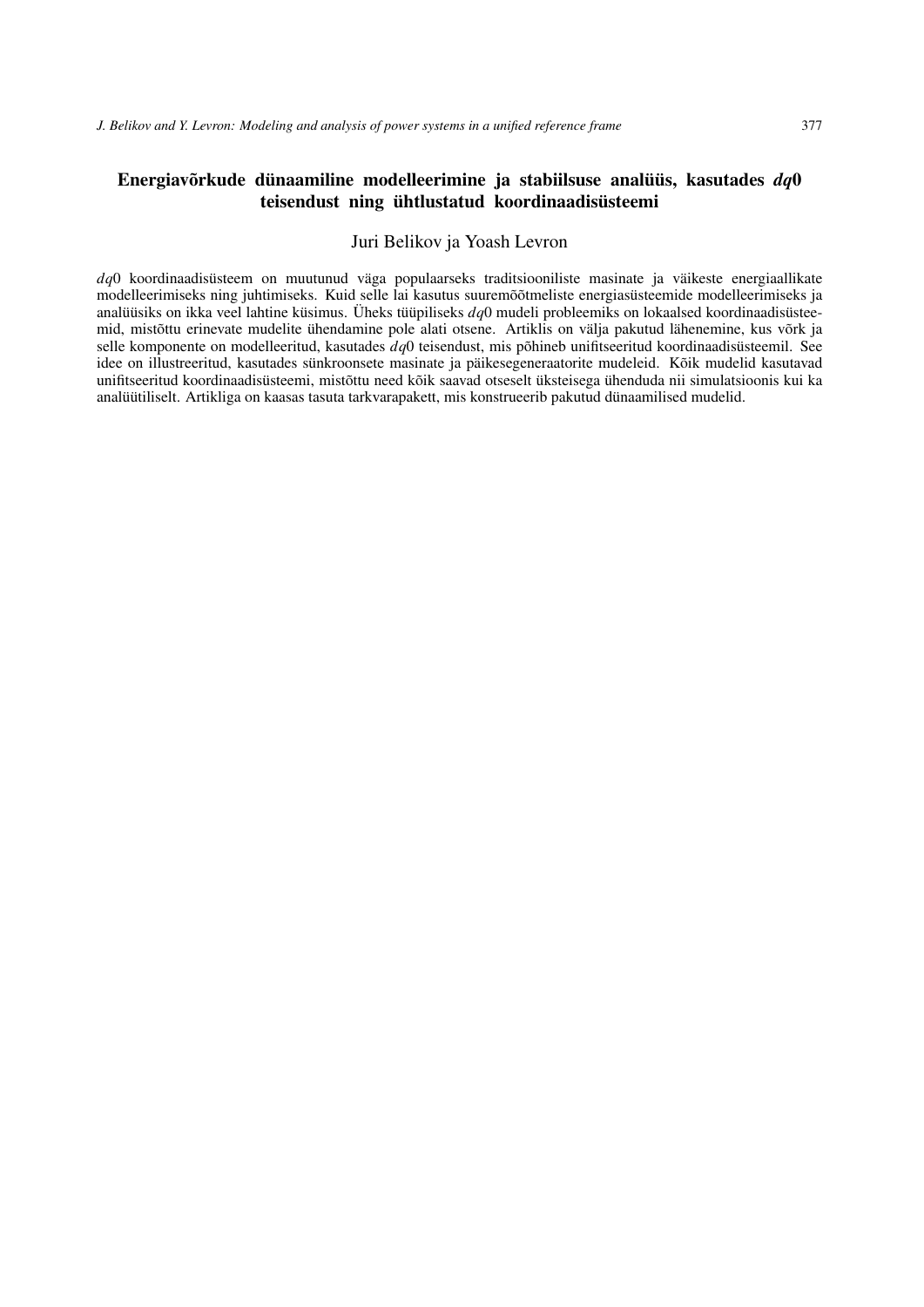## Energiavõrkude dünaamiline modelleerimine ja stabiilsuse analüüs, kasutades *dq*0 teisendust ning ühtlustatud koordinaadisüsteemi

Juri Belikov ja Yoash Levron

*dq*0 koordinaadisüsteem on muutunud väga populaarseks traditsiooniliste masinate ja väikeste energiaallikate modelleerimiseks ning juhtimiseks. Kuid selle lai kasutus suuremõõtmeliste energiasüsteemide modelleerimiseks ja analüüsiks on ikka veel lahtine küsimus. Üheks tüüpiliseks *dq*0 mudeli probleemiks on lokaalsed koordinaadisüsteemid, mistõttu erinevate mudelite ühendamine pole alati otsene. Artiklis on välja pakutud lähenemine, kus võrk ja selle komponente on modelleeritud, kasutades *dq*0 teisendust, mis põhineb unifitseeritud koordinaadisüsteemil. See idee on illustreeritud, kasutades sünkroonsete masinate ja päikesegeneraatorite mudeleid. Kõik mudelid kasutavad unifitseeritud koordinaadisüsteemi, mistõttu need kõik saavad otseselt üksteisega ühenduda nii simulatsioonis kui ka analüütiliselt. Artikliga on kaasas tasuta tarkvarapakett, mis konstrueerib pakutud dünaamilised mudelid.